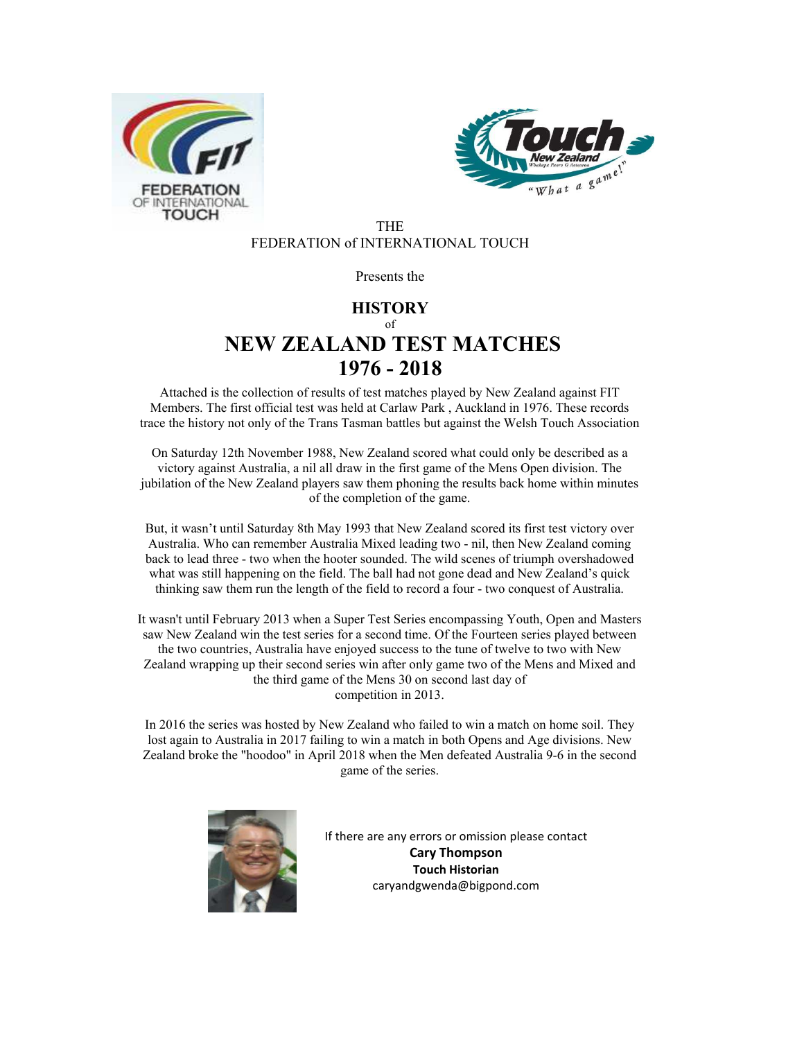THE
FEDERATION of INTERNATIONAL TOUCH

Presents the

# HISTORY
of
# NEW ZEALAND TEST MATCHES 1976 - 2018

Attached is the collection of results of test matches played by New Zealand against FIT Members. The first official test was held at Carlaw Park , Auckland in 1976. These records trace the history not only of the Trans Tasman battles but against the Welsh Touch Association

On Saturday 12th November 1988, New Zealand scored what could only be described as a victory against Australia, a nil all draw in the first game of the Mens Open division. The jubilation of the New Zealand players saw them phoning the results back home within minutes of the completion of the game.

But, it wasn't until Saturday 8th May 1993 that New Zealand scored its first test victory over Australia. Who can remember Australia Mixed leading two - nil, then New Zealand coming back to lead three - two when the hooter sounded. The wild scenes of triumph overshadowed what was still happening on the field. The ball had not gone dead and New Zealand's quick thinking saw them run the length of the field to record a four - two conquest of Australia.

It wasn't until February 2013 when a Super Test Series encompassing Youth, Open and Masters saw New Zealand win the test series for a second time. Of the Fourteen series played between the two countries, Australia have enjoyed success to the tune of twelve to two with New Zealand wrapping up their second series win after only game two of the Mens and Mixed and the third game of the Mens 30 on second last day of competition in 2013.

In 2016 the series was hosted by New Zealand who failed to win a match on home soil. They lost again to Australia in 2017 failing to win a match in both Opens and Age divisions. New Zealand broke the "hoodoo" in April 2018 when the Men defeated Australia 9-6 in the second game of the series.

If there are any errors or omission please contact
**Cary Thompson**
**Touch Historian**
caryandgwenda@bigpond.com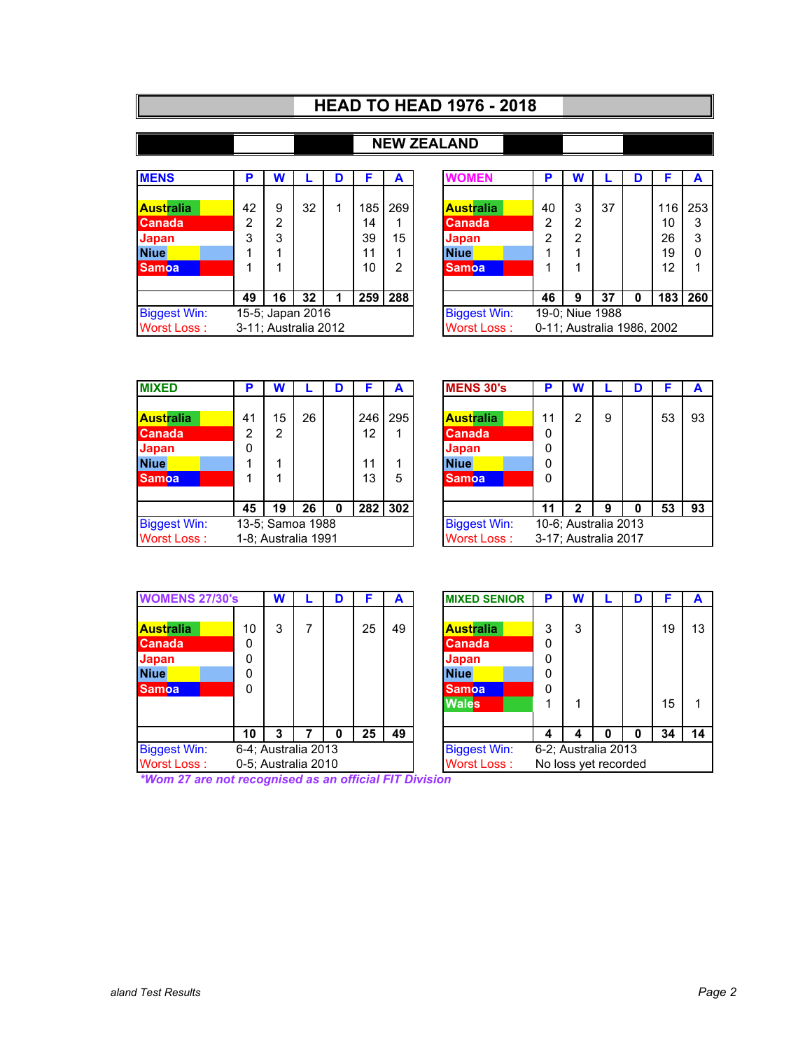# HEAD TO HEAD 1976 - 2018

## NEW ZEALAND

| MENS | P | W | L | D | F | A |
|---|---|---|---|---|---|---|
| Australia | 42 | 9 | 32 | 1 | 185 | 269 |
| Canada | 2 | 2 | | | 14 | 1 |
| Japan | 3 | 3 | | | 39 | 15 |
| Niue | 1 | 1 | | | 11 | 1 |
| Samoa | 1 | 1 | | | 10 | 2 |
| | 49 | 16 | 32 | 1 | 259 | 288 |

Biggest Win: 15-5; Japan 2016
Worst Loss : 3-11; Australia 2012

| WOMEN | P | W | L | D | F | A |
|---|---|---|---|---|---|---|
| Australia | 40 | 3 | 37 | | 116 | 253 |
| Canada | 2 | 2 | | | 10 | 3 |
| Japan | 2 | 2 | | | 26 | 3 |
| Niue | 1 | 1 | | | 19 | 0 |
| Samoa | 1 | 1 | | | 12 | 1 |
| | 46 | 9 | 37 | 0 | 183 | 260 |

Biggest Win: 19-0; Niue 1988
Worst Loss : 0-11; Australia 1986, 2002

| MIXED | P | W | L | D | F | A |
|---|---|---|---|---|---|---|
| Australia | 41 | 15 | 26 | | 246 | 295 |
| Canada | 2 | 2 | | | 12 | 1 |
| Japan | 0 | | | | | |
| Niue | 1 | 1 | | | 11 | 1 |
| Samoa | 1 | 1 | | | 13 | 5 |
| | 45 | 19 | 26 | 0 | 282 | 302 |

Biggest Win: 13-5; Samoa 1988
Worst Loss : 1-8; Australia 1991

| MENS 30's | P | W | L | D | F | A |
|---|---|---|---|---|---|---|
| Australia | 11 | 2 | 9 | | 53 | 93 |
| Canada | 0 | | | | | |
| Japan | 0 | | | | | |
| Niue | 0 | | | | | |
| Samoa | 0 | | | | | |
| | 11 | 2 | 9 | 0 | 53 | 93 |

Biggest Win: 10-6; Australia 2013
Worst Loss : 3-17; Australia 2017

| WOMENS 27/30's | | W | L | D | F | A |
|---|---|---|---|---|---|---|
| Australia | 10 | 3 | 7 | | 25 | 49 |
| Canada | 0 | | | | | |
| Japan | 0 | | | | | |
| Niue | 0 | | | | | |
| Samoa | 0 | | | | | |
| | 10 | 3 | 7 | 0 | 25 | 49 |

Biggest Win: 6-4; Australia 2013
Worst Loss : 0-5; Australia 2010

*Wom 27 are not recognised as an official FIT Division*

| MIXED SENIOR | P | W | L | D | F | A |
|---|---|---|---|---|---|---|
| Australia | 3 | 3 | | | 19 | 13 |
| Canada | 0 | | | | | |
| Japan | 0 | | | | | |
| Niue | 0 | | | | | |
| Samoa | 0 | | | | | |
| Wales | 1 | 1 | | | 15 | 1 |
| | 4 | 4 | 0 | 0 | 34 | 14 |

Biggest Win: 6-2; Australia 2013
Worst Loss : No loss yet recorded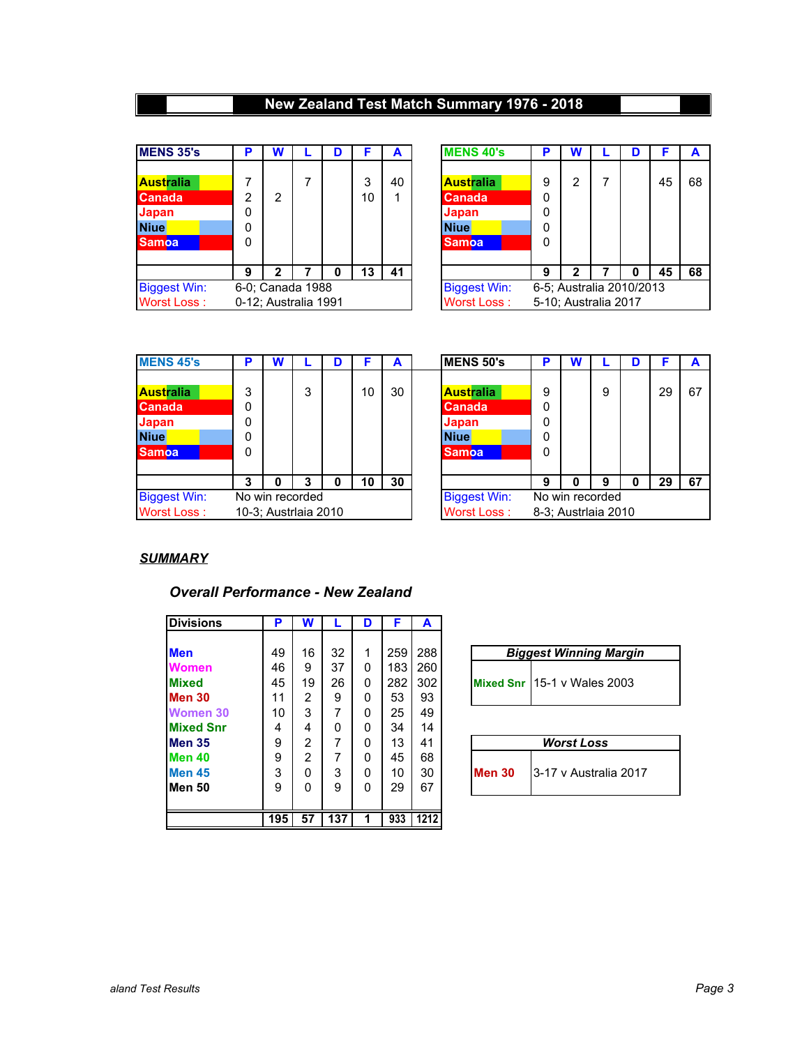# New Zealand Test Match Summary 1976 - 2018

| MENS 35's | P | W | L | D | F | A |
|---|---|---|---|---|---|---|
| Australia | 7 | | 7 | | 3 | 40 |
| Canada | 2 | 2 | | | 10 | 1 |
| Japan | 0 | | | | | |
| Niue | 0 | | | | | |
| Samoa | 0 | | | | | |
| | 9 | 2 | 7 | 0 | 13 | 41 |
| Biggest Win: | 6-0; Canada 1988 | | | | | |
| Worst Loss : | 0-12; Australia 1991 | | | | | |

| MENS 40's | P | W | L | D | F | A |
|---|---|---|---|---|---|---|
| Australia | 9 | 2 | 7 | | 45 | 68 |
| Canada | 0 | | | | | |
| Japan | 0 | | | | | |
| Niue | 0 | | | | | |
| Samoa | 0 | | | | | |
| | 9 | 2 | 7 | 0 | 45 | 68 |
| Biggest Win: | 6-5; Australia 2010/2013 | | | | | |
| Worst Loss : | 5-10; Australia 2017 | | | | | |

| MENS 45's | P | W | L | D | F | A |
|---|---|---|---|---|---|---|
| Australia | 3 | | 3 | | 10 | 30 |
| Canada | 0 | | | | | |
| Japan | 0 | | | | | |
| Niue | 0 | | | | | |
| Samoa | 0 | | | | | |
| | 3 | 0 | 3 | 0 | 10 | 30 |
| Biggest Win: | No win recorded | | | | | |
| Worst Loss : | 10-3; Austrlaia 2010 | | | | | |

| MENS 50's | P | W | L | D | F | A |
|---|---|---|---|---|---|---|
| Australia | 9 | | 9 | | 29 | 67 |
| Canada | 0 | | | | | |
| Japan | 0 | | | | | |
| Niue | 0 | | | | | |
| Samoa | 0 | | | | | |
| | 9 | 0 | 9 | 0 | 29 | 67 |
| Biggest Win: | No win recorded | | | | | |
| Worst Loss : | 8-3; Austrlaia 2010 | | | | | |

## *SUMMARY*

### *Overall Performance - New Zealand*

| Divisions | P | W | L | D | F | A |
|---|---|---|---|---|---|---|
| Men | 49 | 16 | 32 | 1 | 259 | 288 |
| Women | 46 | 9 | 37 | 0 | 183 | 260 |
| Mixed | 45 | 19 | 26 | 0 | 282 | 302 |
| Men 30 | 11 | 2 | 9 | 0 | 53 | 93 |
| Women 30 | 10 | 3 | 7 | 0 | 25 | 49 |
| Mixed Snr | 4 | 4 | 0 | 0 | 34 | 14 |
| Men 35 | 9 | 2 | 7 | 0 | 13 | 41 |
| Men 40 | 9 | 2 | 7 | 0 | 45 | 68 |
| Men 45 | 3 | 0 | 3 | 0 | 10 | 30 |
| Men 50 | 9 | 0 | 9 | 0 | 29 | 67 |
| | 195 | 57 | 137 | 1 | 933 | 1212 |

| *Biggest Winning Margin* | |
|---|---|
| Mixed Snr | 15-1 v Wales 2003 |

| *Worst Loss* | |
|---|---|
| Men 30 | 3-17 v Australia 2017 |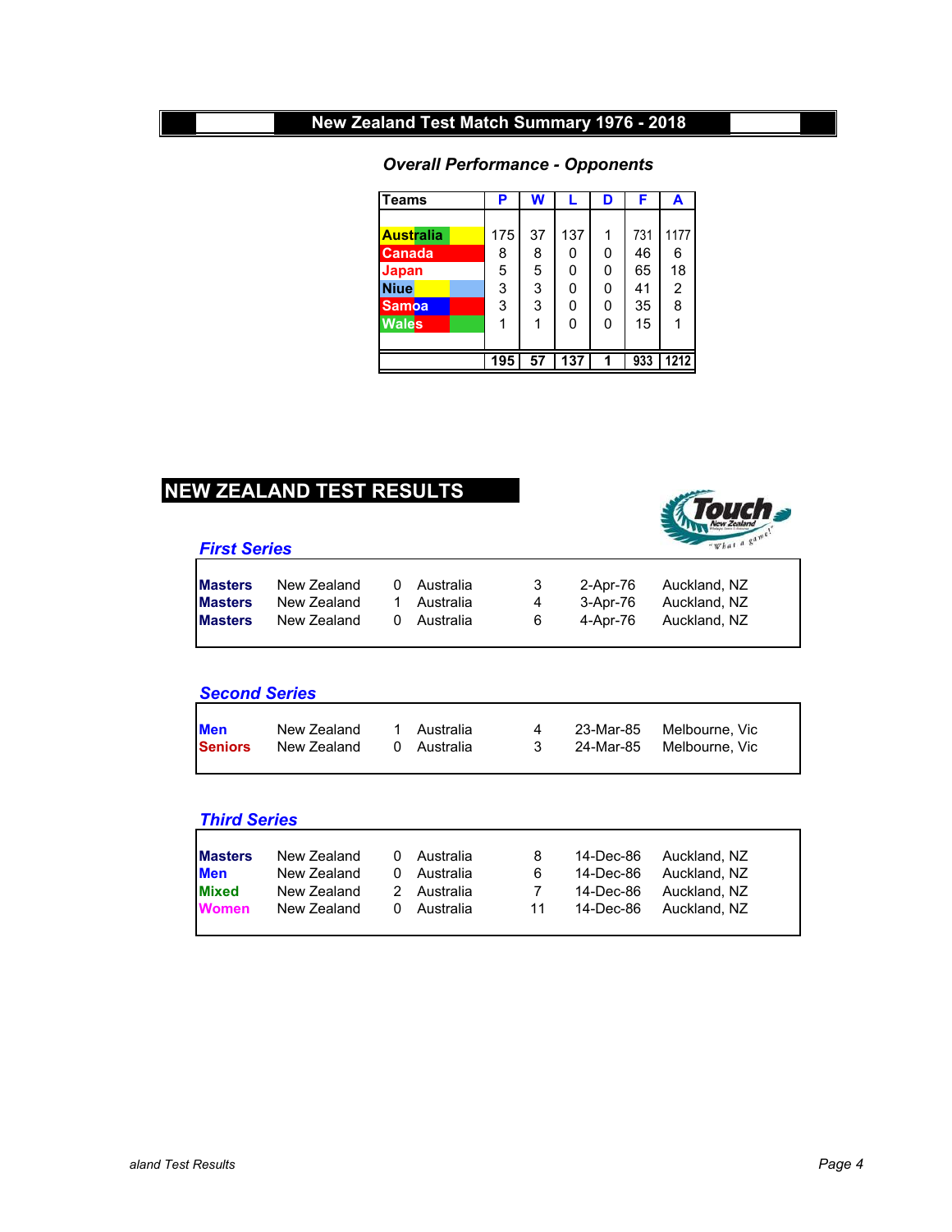# New Zealand Test Match Summary 1976 - 2018

### *Overall Performance - Opponents*

| Teams | P | W | L | D | F | A |
|---|---|---|---|---|---|---|
| Australia | 175 | 37 | 137 | 1 | 731 | 1177 |
| Canada | 8 | 8 | 0 | 0 | 46 | 6 |
| Japan | 5 | 5 | 0 | 0 | 65 | 18 |
| Niue | 3 | 3 | 0 | 0 | 41 | 2 |
| Samoa | 3 | 3 | 0 | 0 | 35 | 8 |
| Wales | 1 | 1 | 0 | 0 | 15 | 1 |
| | **195** | **57** | **137** | **1** | **933** | **1212** |

## NEW ZEALAND TEST RESULTS

### *First Series*

| | | | | | | |
|---|---|---|---|---|---|---|
| **Masters** | New Zealand | 0 | Australia | 3 | 2-Apr-76 | Auckland, NZ |
| **Masters** | New Zealand | 1 | Australia | 4 | 3-Apr-76 | Auckland, NZ |
| **Masters** | New Zealand | 0 | Australia | 6 | 4-Apr-76 | Auckland, NZ |

### *Second Series*

| | | | | | | |
|---|---|---|---|---|---|---|
| **Men** | New Zealand | 1 | Australia | 4 | 23-Mar-85 | Melbourne, Vic |
| **Seniors** | New Zealand | 0 | Australia | 3 | 24-Mar-85 | Melbourne, Vic |

### *Third Series*

| | | | | | | |
|---|---|---|---|---|---|---|
| **Masters** | New Zealand | 0 | Australia | 8 | 14-Dec-86 | Auckland, NZ |
| **Men** | New Zealand | 0 | Australia | 6 | 14-Dec-86 | Auckland, NZ |
| **Mixed** | New Zealand | 2 | Australia | 7 | 14-Dec-86 | Auckland, NZ |
| **Women** | New Zealand | 0 | Australia | 11 | 14-Dec-86 | Auckland, NZ |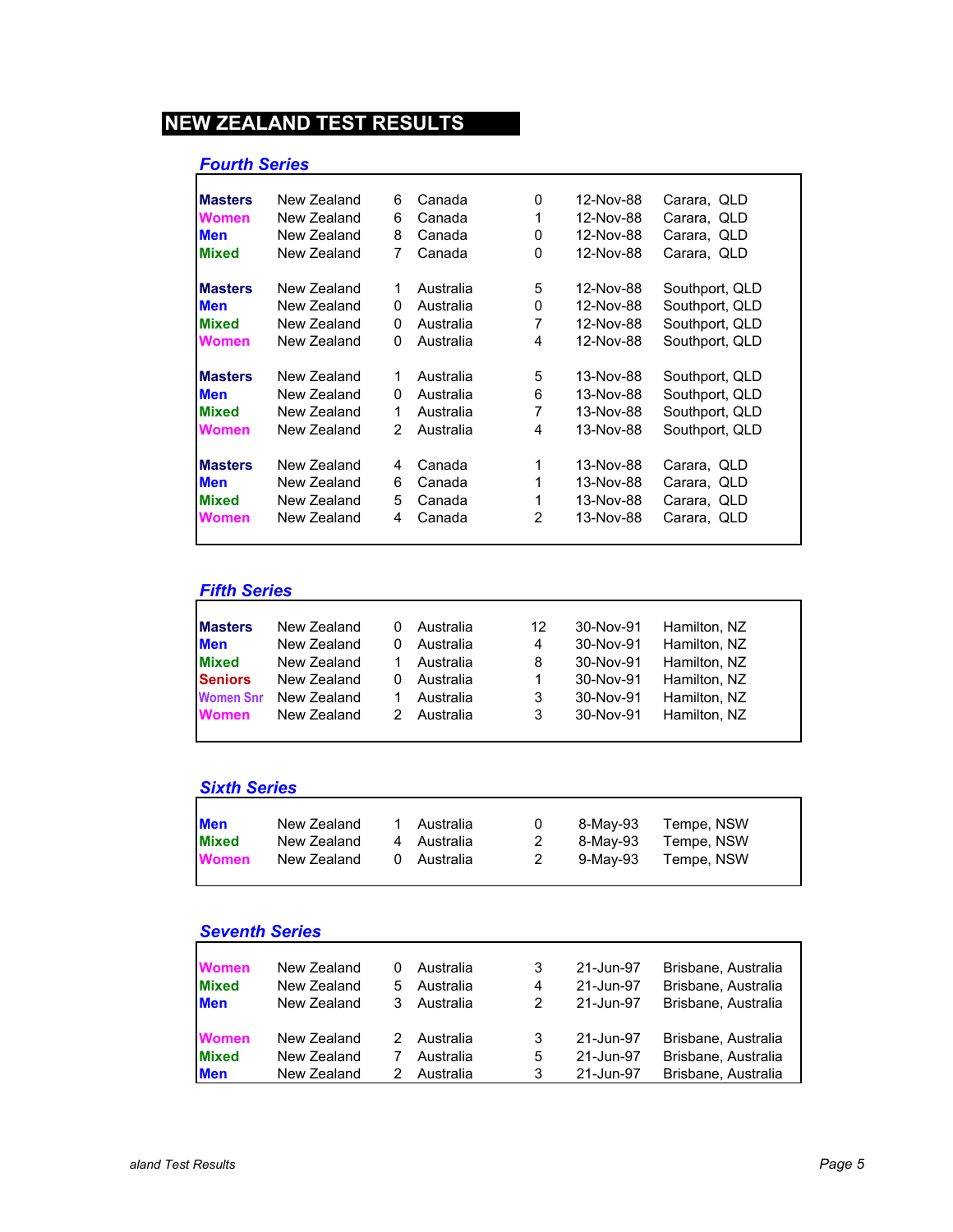# NEW ZEALAND TEST RESULTS

## *Fourth Series*

| | | | | | | |
|---|---|---|---|---|---|---|
| **Masters** | New Zealand | 6 | Canada | 0 | 12-Nov-88 | Carara, QLD |
| **Women** | New Zealand | 6 | Canada | 1 | 12-Nov-88 | Carara, QLD |
| **Men** | New Zealand | 8 | Canada | 0 | 12-Nov-88 | Carara, QLD |
| **Mixed** | New Zealand | 7 | Canada | 0 | 12-Nov-88 | Carara, QLD |
| | | | | | | |
| **Masters** | New Zealand | 1 | Australia | 5 | 12-Nov-88 | Southport, QLD |
| **Men** | New Zealand | 0 | Australia | 0 | 12-Nov-88 | Southport, QLD |
| **Mixed** | New Zealand | 0 | Australia | 7 | 12-Nov-88 | Southport, QLD |
| **Women** | New Zealand | 0 | Australia | 4 | 12-Nov-88 | Southport, QLD |
| | | | | | | |
| **Masters** | New Zealand | 1 | Australia | 5 | 13-Nov-88 | Southport, QLD |
| **Men** | New Zealand | 0 | Australia | 6 | 13-Nov-88 | Southport, QLD |
| **Mixed** | New Zealand | 1 | Australia | 7 | 13-Nov-88 | Southport, QLD |
| **Women** | New Zealand | 2 | Australia | 4 | 13-Nov-88 | Southport, QLD |
| | | | | | | |
| **Masters** | New Zealand | 4 | Canada | 1 | 13-Nov-88 | Carara, QLD |
| **Men** | New Zealand | 6 | Canada | 1 | 13-Nov-88 | Carara, QLD |
| **Mixed** | New Zealand | 5 | Canada | 1 | 13-Nov-88 | Carara, QLD |
| **Women** | New Zealand | 4 | Canada | 2 | 13-Nov-88 | Carara, QLD |

## *Fifth Series*

| | | | | | | |
|---|---|---|---|---|---|---|
| **Masters** | New Zealand | 0 | Australia | 12 | 30-Nov-91 | Hamilton, NZ |
| **Men** | New Zealand | 0 | Australia | 4 | 30-Nov-91 | Hamilton, NZ |
| **Mixed** | New Zealand | 1 | Australia | 8 | 30-Nov-91 | Hamilton, NZ |
| **Seniors** | New Zealand | 0 | Australia | 1 | 30-Nov-91 | Hamilton, NZ |
| **Women Snr** | New Zealand | 1 | Australia | 3 | 30-Nov-91 | Hamilton, NZ |
| **Women** | New Zealand | 2 | Australia | 3 | 30-Nov-91 | Hamilton, NZ |

## *Sixth Series*

| | | | | | | |
|---|---|---|---|---|---|---|
| **Men** | New Zealand | 1 | Australia | 0 | 8-May-93 | Tempe, NSW |
| **Mixed** | New Zealand | 4 | Australia | 2 | 8-May-93 | Tempe, NSW |
| **Women** | New Zealand | 0 | Australia | 2 | 9-May-93 | Tempe, NSW |

## *Seventh Series*

| | | | | | | |
|---|---|---|---|---|---|---|
| **Women** | New Zealand | 0 | Australia | 3 | 21-Jun-97 | Brisbane, Australia |
| **Mixed** | New Zealand | 5 | Australia | 4 | 21-Jun-97 | Brisbane, Australia |
| **Men** | New Zealand | 3 | Australia | 2 | 21-Jun-97 | Brisbane, Australia |
| | | | | | | |
| **Women** | New Zealand | 2 | Australia | 3 | 21-Jun-97 | Brisbane, Australia |
| **Mixed** | New Zealand | 7 | Australia | 5 | 21-Jun-97 | Brisbane, Australia |
| **Men** | New Zealand | 2 | Australia | 3 | 21-Jun-97 | Brisbane, Australia |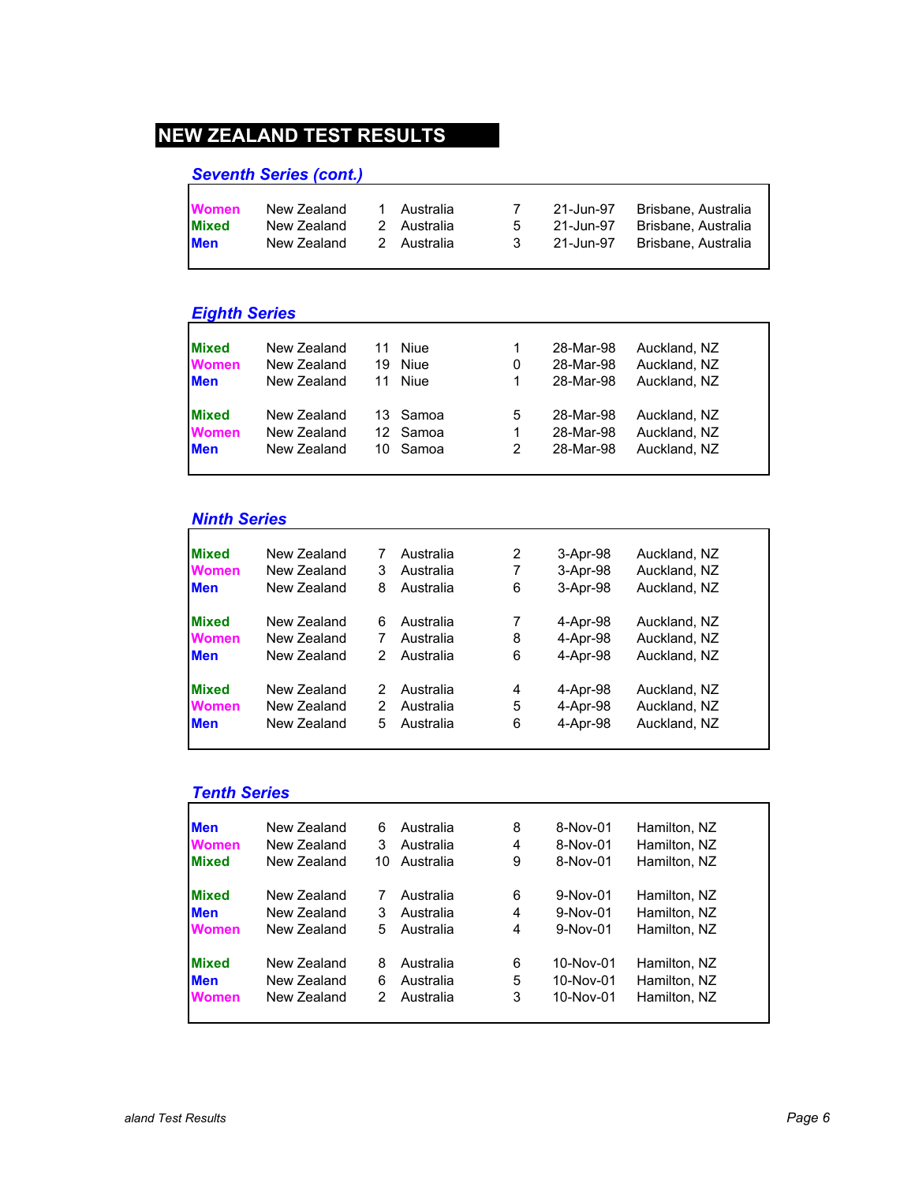# NEW ZEALAND TEST RESULTS

## *Seventh Series (cont.)*

| | | | | | | |
|---|---|---|---|---|---|---|
| **Women** | New Zealand | 1 | Australia | 7 | 21-Jun-97 | Brisbane, Australia |
| **Mixed** | New Zealand | 2 | Australia | 5 | 21-Jun-97 | Brisbane, Australia |
| **Men** | New Zealand | 2 | Australia | 3 | 21-Jun-97 | Brisbane, Australia |

## *Eighth Series*

| | | | | | | |
|---|---|---|---|---|---|---|
| **Mixed** | New Zealand | 11 | Niue | 1 | 28-Mar-98 | Auckland, NZ |
| **Women** | New Zealand | 19 | Niue | 0 | 28-Mar-98 | Auckland, NZ |
| **Men** | New Zealand | 11 | Niue | 1 | 28-Mar-98 | Auckland, NZ |
| **Mixed** | New Zealand | 13 | Samoa | 5 | 28-Mar-98 | Auckland, NZ |
| **Women** | New Zealand | 12 | Samoa | 1 | 28-Mar-98 | Auckland, NZ |
| **Men** | New Zealand | 10 | Samoa | 2 | 28-Mar-98 | Auckland, NZ |

## *Ninth Series*

| | | | | | | |
|---|---|---|---|---|---|---|
| **Mixed** | New Zealand | 7 | Australia | 2 | 3-Apr-98 | Auckland, NZ |
| **Women** | New Zealand | 3 | Australia | 7 | 3-Apr-98 | Auckland, NZ |
| **Men** | New Zealand | 8 | Australia | 6 | 3-Apr-98 | Auckland, NZ |
| **Mixed** | New Zealand | 6 | Australia | 7 | 4-Apr-98 | Auckland, NZ |
| **Women** | New Zealand | 7 | Australia | 8 | 4-Apr-98 | Auckland, NZ |
| **Men** | New Zealand | 2 | Australia | 6 | 4-Apr-98 | Auckland, NZ |
| **Mixed** | New Zealand | 2 | Australia | 4 | 4-Apr-98 | Auckland, NZ |
| **Women** | New Zealand | 2 | Australia | 5 | 4-Apr-98 | Auckland, NZ |
| **Men** | New Zealand | 5 | Australia | 6 | 4-Apr-98 | Auckland, NZ |

## *Tenth Series*

| | | | | | | |
|---|---|---|---|---|---|---|
| **Men** | New Zealand | 6 | Australia | 8 | 8-Nov-01 | Hamilton, NZ |
| **Women** | New Zealand | 3 | Australia | 4 | 8-Nov-01 | Hamilton, NZ |
| **Mixed** | New Zealand | 10 | Australia | 9 | 8-Nov-01 | Hamilton, NZ |
| **Mixed** | New Zealand | 7 | Australia | 6 | 9-Nov-01 | Hamilton, NZ |
| **Men** | New Zealand | 3 | Australia | 4 | 9-Nov-01 | Hamilton, NZ |
| **Women** | New Zealand | 5 | Australia | 4 | 9-Nov-01 | Hamilton, NZ |
| **Mixed** | New Zealand | 8 | Australia | 6 | 10-Nov-01 | Hamilton, NZ |
| **Men** | New Zealand | 6 | Australia | 5 | 10-Nov-01 | Hamilton, NZ |
| **Women** | New Zealand | 2 | Australia | 3 | 10-Nov-01 | Hamilton, NZ |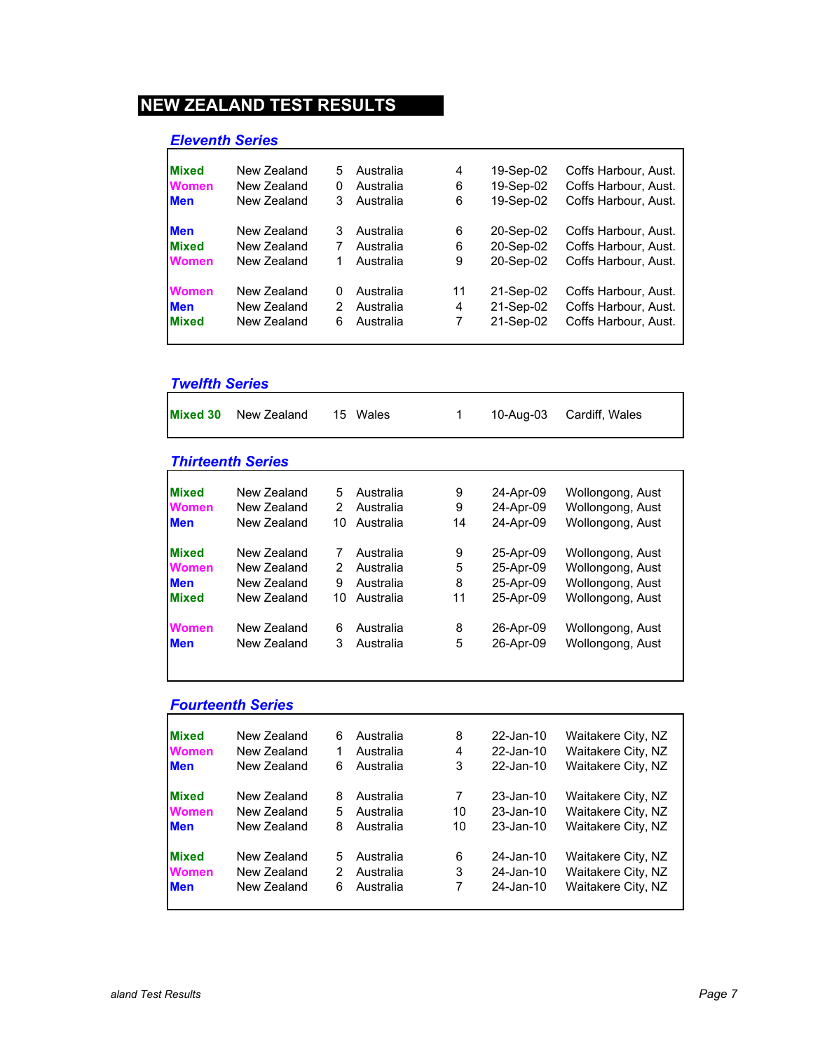# NEW ZEALAND TEST RESULTS

## *Eleventh Series*

| | | | | | | |
|---|---|---|---|---|---|---|
| **Mixed** | New Zealand | 5 | Australia | 4 | 19-Sep-02 | Coffs Harbour, Aust. |
| **Women** | New Zealand | 0 | Australia | 6 | 19-Sep-02 | Coffs Harbour, Aust. |
| **Men** | New Zealand | 3 | Australia | 6 | 19-Sep-02 | Coffs Harbour, Aust. |
| **Men** | New Zealand | 3 | Australia | 6 | 20-Sep-02 | Coffs Harbour, Aust. |
| **Mixed** | New Zealand | 7 | Australia | 6 | 20-Sep-02 | Coffs Harbour, Aust. |
| **Women** | New Zealand | 1 | Australia | 9 | 20-Sep-02 | Coffs Harbour, Aust. |
| **Women** | New Zealand | 0 | Australia | 11 | 21-Sep-02 | Coffs Harbour, Aust. |
| **Men** | New Zealand | 2 | Australia | 4 | 21-Sep-02 | Coffs Harbour, Aust. |
| **Mixed** | New Zealand | 6 | Australia | 7 | 21-Sep-02 | Coffs Harbour, Aust. |

## *Twelfth Series*

| | | | | | | |
|---|---|---|---|---|---|---|
| **Mixed 30** | New Zealand | 15 | Wales | 1 | 10-Aug-03 | Cardiff, Wales |

## *Thirteenth Series*

| | | | | | | |
|---|---|---|---|---|---|---|
| **Mixed** | New Zealand | 5 | Australia | 9 | 24-Apr-09 | Wollongong, Aust |
| **Women** | New Zealand | 2 | Australia | 9 | 24-Apr-09 | Wollongong, Aust |
| **Men** | New Zealand | 10 | Australia | 14 | 24-Apr-09 | Wollongong, Aust |
| **Mixed** | New Zealand | 7 | Australia | 9 | 25-Apr-09 | Wollongong, Aust |
| **Women** | New Zealand | 2 | Australia | 5 | 25-Apr-09 | Wollongong, Aust |
| **Men** | New Zealand | 9 | Australia | 8 | 25-Apr-09 | Wollongong, Aust |
| **Mixed** | New Zealand | 10 | Australia | 11 | 25-Apr-09 | Wollongong, Aust |
| **Women** | New Zealand | 6 | Australia | 8 | 26-Apr-09 | Wollongong, Aust |
| **Men** | New Zealand | 3 | Australia | 5 | 26-Apr-09 | Wollongong, Aust |

## *Fourteenth Series*

| | | | | | | |
|---|---|---|---|---|---|---|
| **Mixed** | New Zealand | 6 | Australia | 8 | 22-Jan-10 | Waitakere City, NZ |
| **Women** | New Zealand | 1 | Australia | 4 | 22-Jan-10 | Waitakere City, NZ |
| **Men** | New Zealand | 6 | Australia | 3 | 22-Jan-10 | Waitakere City, NZ |
| **Mixed** | New Zealand | 8 | Australia | 7 | 23-Jan-10 | Waitakere City, NZ |
| **Women** | New Zealand | 5 | Australia | 10 | 23-Jan-10 | Waitakere City, NZ |
| **Men** | New Zealand | 8 | Australia | 10 | 23-Jan-10 | Waitakere City, NZ |
| **Mixed** | New Zealand | 5 | Australia | 6 | 24-Jan-10 | Waitakere City, NZ |
| **Women** | New Zealand | 2 | Australia | 3 | 24-Jan-10 | Waitakere City, NZ |
| **Men** | New Zealand | 6 | Australia | 7 | 24-Jan-10 | Waitakere City, NZ |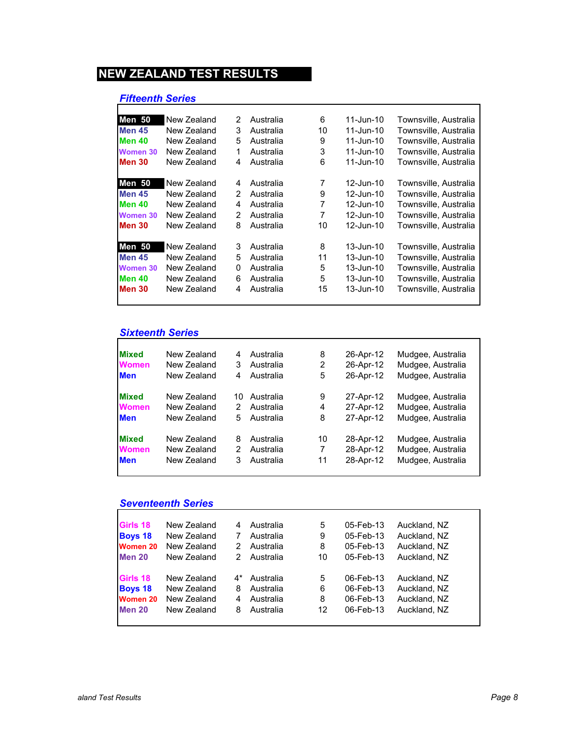# NEW ZEALAND TEST RESULTS

## *Fifteenth Series*

| | | | | | | |
|---|---|---|---|---|---|---|
| **Men 50** | New Zealand | 2 | Australia | 6 | 11-Jun-10 | Townsville, Australia |
| **Men 45** | New Zealand | 3 | Australia | 10 | 11-Jun-10 | Townsville, Australia |
| **Men 40** | New Zealand | 5 | Australia | 9 | 11-Jun-10 | Townsville, Australia |
| **Women 30** | New Zealand | 1 | Australia | 3 | 11-Jun-10 | Townsville, Australia |
| **Men 30** | New Zealand | 4 | Australia | 6 | 11-Jun-10 | Townsville, Australia |
| | | | | | | |
| **Men 50** | New Zealand | 4 | Australia | 7 | 12-Jun-10 | Townsville, Australia |
| **Men 45** | New Zealand | 2 | Australia | 9 | 12-Jun-10 | Townsville, Australia |
| **Men 40** | New Zealand | 4 | Australia | 7 | 12-Jun-10 | Townsville, Australia |
| **Women 30** | New Zealand | 2 | Australia | 7 | 12-Jun-10 | Townsville, Australia |
| **Men 30** | New Zealand | 8 | Australia | 10 | 12-Jun-10 | Townsville, Australia |
| | | | | | | |
| **Men 50** | New Zealand | 3 | Australia | 8 | 13-Jun-10 | Townsville, Australia |
| **Men 45** | New Zealand | 5 | Australia | 11 | 13-Jun-10 | Townsville, Australia |
| **Women 30** | New Zealand | 0 | Australia | 5 | 13-Jun-10 | Townsville, Australia |
| **Men 40** | New Zealand | 6 | Australia | 5 | 13-Jun-10 | Townsville, Australia |
| **Men 30** | New Zealand | 4 | Australia | 15 | 13-Jun-10 | Townsville, Australia |

## *Sixteenth Series*

| | | | | | | |
|---|---|---|---|---|---|---|
| **Mixed** | New Zealand | 4 | Australia | 8 | 26-Apr-12 | Mudgee, Australia |
| **Women** | New Zealand | 3 | Australia | 2 | 26-Apr-12 | Mudgee, Australia |
| **Men** | New Zealand | 4 | Australia | 5 | 26-Apr-12 | Mudgee, Australia |
| | | | | | | |
| **Mixed** | New Zealand | 10 | Australia | 9 | 27-Apr-12 | Mudgee, Australia |
| **Women** | New Zealand | 2 | Australia | 4 | 27-Apr-12 | Mudgee, Australia |
| **Men** | New Zealand | 5 | Australia | 8 | 27-Apr-12 | Mudgee, Australia |
| | | | | | | |
| **Mixed** | New Zealand | 8 | Australia | 10 | 28-Apr-12 | Mudgee, Australia |
| **Women** | New Zealand | 2 | Australia | 7 | 28-Apr-12 | Mudgee, Australia |
| **Men** | New Zealand | 3 | Australia | 11 | 28-Apr-12 | Mudgee, Australia |

## *Seventeenth Series*

| | | | | | | |
|---|---|---|---|---|---|---|
| **Girls 18** | New Zealand | 4 | Australia | 5 | 05-Feb-13 | Auckland, NZ |
| **Boys 18** | New Zealand | 7 | Australia | 9 | 05-Feb-13 | Auckland, NZ |
| **Women 20** | New Zealand | 2 | Australia | 8 | 05-Feb-13 | Auckland, NZ |
| **Men 20** | New Zealand | 2 | Australia | 10 | 05-Feb-13 | Auckland, NZ |
| | | | | | | |
| **Girls 18** | New Zealand | 4* | Australia | 5 | 06-Feb-13 | Auckland, NZ |
| **Boys 18** | New Zealand | 8 | Australia | 6 | 06-Feb-13 | Auckland, NZ |
| **Women 20** | New Zealand | 4 | Australia | 8 | 06-Feb-13 | Auckland, NZ |
| **Men 20** | New Zealand | 8 | Australia | 12 | 06-Feb-13 | Auckland, NZ |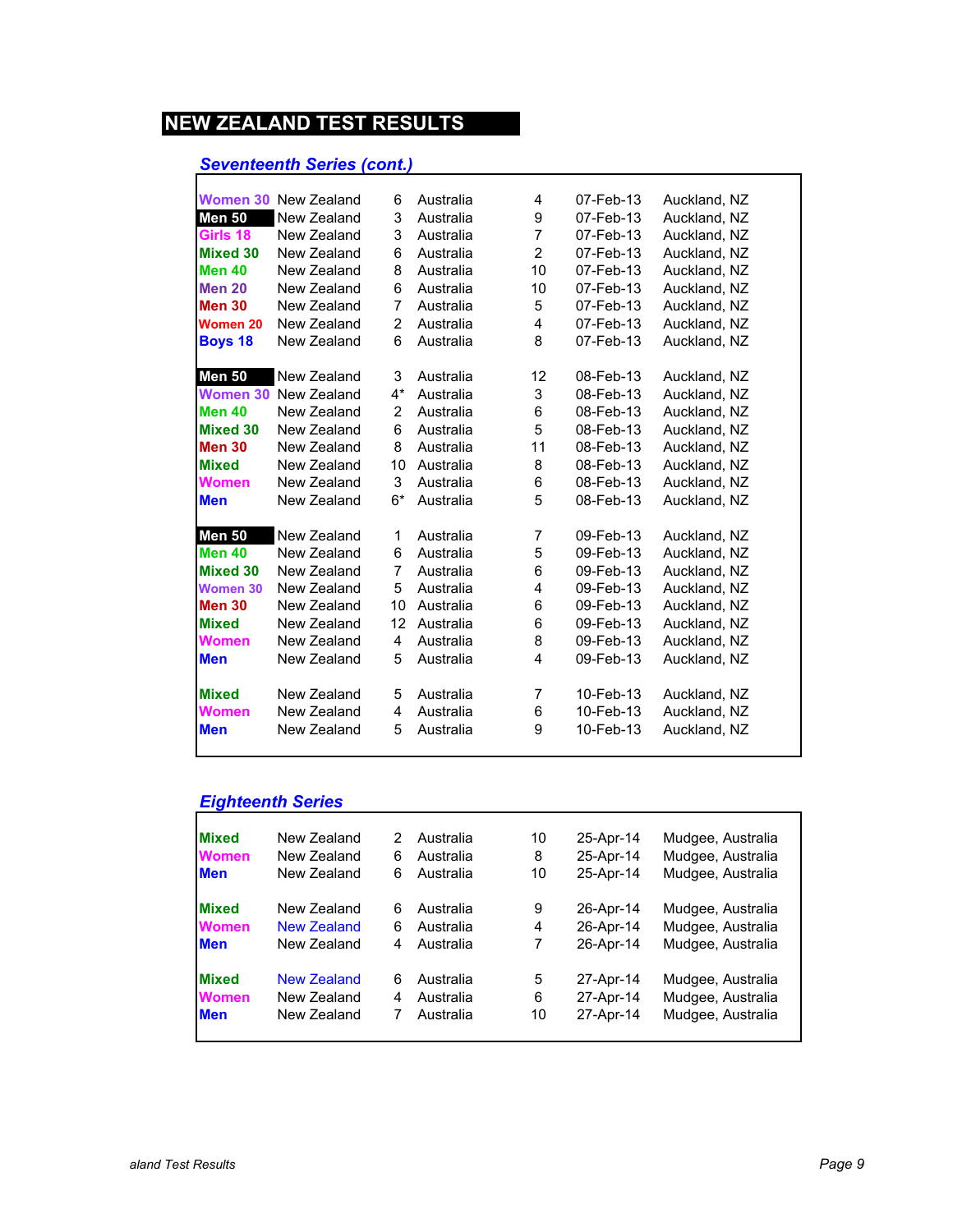# NEW ZEALAND TEST RESULTS

## *Seventeenth Series (cont.)*

| Division | Team | Score | Team | Score | Date | Venue |
|---|---|---|---|---|---|---|
| Women 30 | New Zealand | 6 | Australia | 4 | 07-Feb-13 | Auckland, NZ |
| Men 50 | New Zealand | 3 | Australia | 9 | 07-Feb-13 | Auckland, NZ |
| Girls 18 | New Zealand | 3 | Australia | 7 | 07-Feb-13 | Auckland, NZ |
| Mixed 30 | New Zealand | 6 | Australia | 2 | 07-Feb-13 | Auckland, NZ |
| Men 40 | New Zealand | 8 | Australia | 10 | 07-Feb-13 | Auckland, NZ |
| Men 20 | New Zealand | 6 | Australia | 10 | 07-Feb-13 | Auckland, NZ |
| Men 30 | New Zealand | 7 | Australia | 5 | 07-Feb-13 | Auckland, NZ |
| Women 20 | New Zealand | 2 | Australia | 4 | 07-Feb-13 | Auckland, NZ |
| Boys 18 | New Zealand | 6 | Australia | 8 | 07-Feb-13 | Auckland, NZ |
| | | | | | | |
| Men 50 | New Zealand | 3 | Australia | 12 | 08-Feb-13 | Auckland, NZ |
| Women 30 | New Zealand | 4* | Australia | 3 | 08-Feb-13 | Auckland, NZ |
| Men 40 | New Zealand | 2 | Australia | 6 | 08-Feb-13 | Auckland, NZ |
| Mixed 30 | New Zealand | 6 | Australia | 5 | 08-Feb-13 | Auckland, NZ |
| Men 30 | New Zealand | 8 | Australia | 11 | 08-Feb-13 | Auckland, NZ |
| Mixed | New Zealand | 10 | Australia | 8 | 08-Feb-13 | Auckland, NZ |
| Women | New Zealand | 3 | Australia | 6 | 08-Feb-13 | Auckland, NZ |
| Men | New Zealand | 6* | Australia | 5 | 08-Feb-13 | Auckland, NZ |
| | | | | | | |
| Men 50 | New Zealand | 1 | Australia | 7 | 09-Feb-13 | Auckland, NZ |
| Men 40 | New Zealand | 6 | Australia | 5 | 09-Feb-13 | Auckland, NZ |
| Mixed 30 | New Zealand | 7 | Australia | 6 | 09-Feb-13 | Auckland, NZ |
| Women 30 | New Zealand | 5 | Australia | 4 | 09-Feb-13 | Auckland, NZ |
| Men 30 | New Zealand | 10 | Australia | 6 | 09-Feb-13 | Auckland, NZ |
| Mixed | New Zealand | 12 | Australia | 6 | 09-Feb-13 | Auckland, NZ |
| Women | New Zealand | 4 | Australia | 8 | 09-Feb-13 | Auckland, NZ |
| Men | New Zealand | 5 | Australia | 4 | 09-Feb-13 | Auckland, NZ |
| | | | | | | |
| Mixed | New Zealand | 5 | Australia | 7 | 10-Feb-13 | Auckland, NZ |
| Women | New Zealand | 4 | Australia | 6 | 10-Feb-13 | Auckland, NZ |
| Men | New Zealand | 5 | Australia | 9 | 10-Feb-13 | Auckland, NZ |

## *Eighteenth Series*

| Division | Team | Score | Team | Score | Date | Venue |
|---|---|---|---|---|---|---|
| Mixed | New Zealand | 2 | Australia | 10 | 25-Apr-14 | Mudgee, Australia |
| Women | New Zealand | 6 | Australia | 8 | 25-Apr-14 | Mudgee, Australia |
| Men | New Zealand | 6 | Australia | 10 | 25-Apr-14 | Mudgee, Australia |
| | | | | | | |
| Mixed | New Zealand | 6 | Australia | 9 | 26-Apr-14 | Mudgee, Australia |
| Women | New Zealand | 6 | Australia | 4 | 26-Apr-14 | Mudgee, Australia |
| Men | New Zealand | 4 | Australia | 7 | 26-Apr-14 | Mudgee, Australia |
| | | | | | | |
| Mixed | New Zealand | 6 | Australia | 5 | 27-Apr-14 | Mudgee, Australia |
| Women | New Zealand | 4 | Australia | 6 | 27-Apr-14 | Mudgee, Australia |
| Men | New Zealand | 7 | Australia | 10 | 27-Apr-14 | Mudgee, Australia |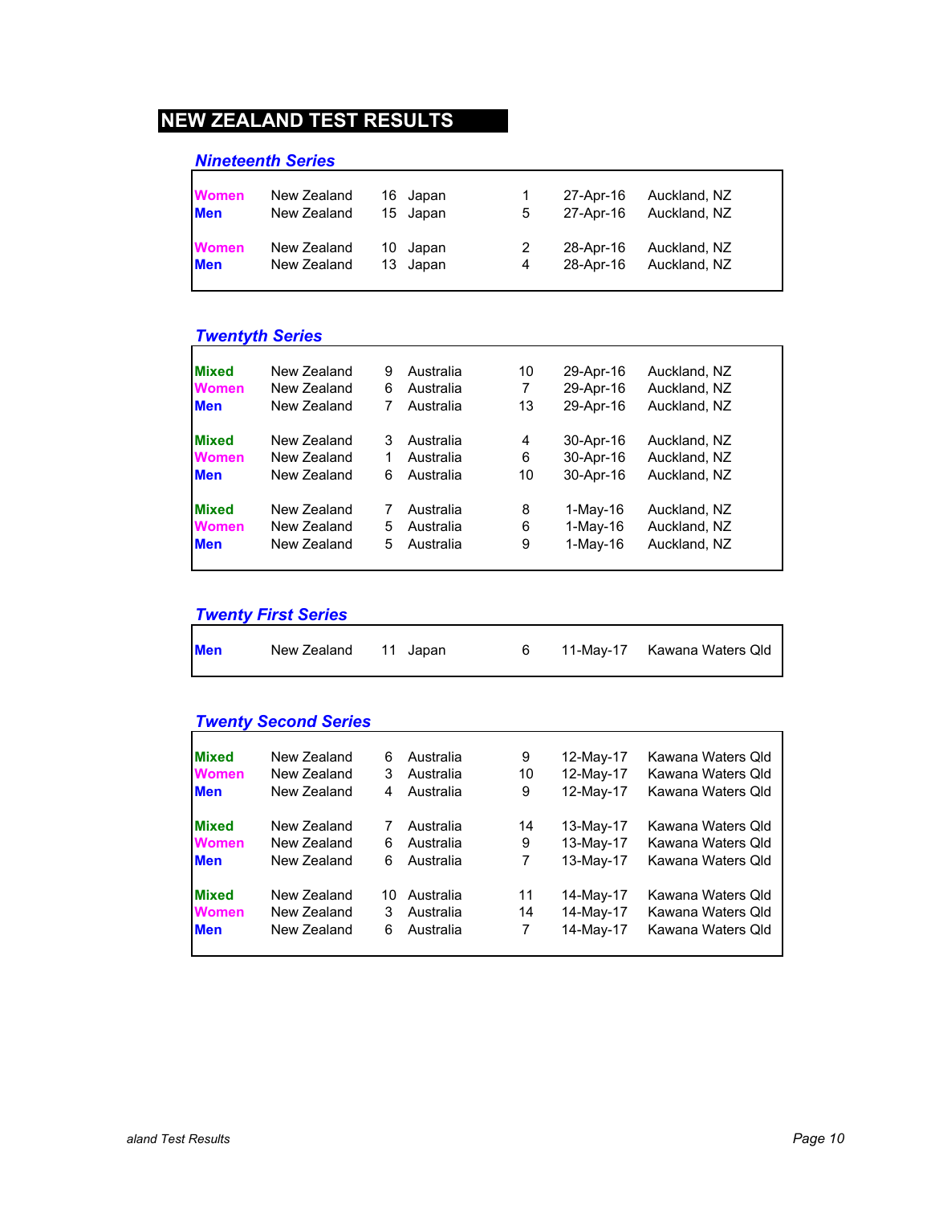# NEW ZEALAND TEST RESULTS

## Nineteenth Series

| | | | | | | |
|---|---|---|---|---|---|---|
| Women | New Zealand | 16 | Japan | 1 | 27-Apr-16 | Auckland, NZ |
| Men | New Zealand | 15 | Japan | 5 | 27-Apr-16 | Auckland, NZ |
| Women | New Zealand | 10 | Japan | 2 | 28-Apr-16 | Auckland, NZ |
| Men | New Zealand | 13 | Japan | 4 | 28-Apr-16 | Auckland, NZ |

## Twentyth Series

| | | | | | | |
|---|---|---|---|---|---|---|
| Mixed | New Zealand | 9 | Australia | 10 | 29-Apr-16 | Auckland, NZ |
| Women | New Zealand | 6 | Australia | 7 | 29-Apr-16 | Auckland, NZ |
| Men | New Zealand | 7 | Australia | 13 | 29-Apr-16 | Auckland, NZ |
| Mixed | New Zealand | 3 | Australia | 4 | 30-Apr-16 | Auckland, NZ |
| Women | New Zealand | 1 | Australia | 6 | 30-Apr-16 | Auckland, NZ |
| Men | New Zealand | 6 | Australia | 10 | 30-Apr-16 | Auckland, NZ |
| Mixed | New Zealand | 7 | Australia | 8 | 1-May-16 | Auckland, NZ |
| Women | New Zealand | 5 | Australia | 6 | 1-May-16 | Auckland, NZ |
| Men | New Zealand | 5 | Australia | 9 | 1-May-16 | Auckland, NZ |

## Twenty First Series

| | | | | | | |
|---|---|---|---|---|---|---|
| Men | New Zealand | 11 | Japan | 6 | 11-May-17 | Kawana Waters Qld |

## Twenty Second Series

| | | | | | | |
|---|---|---|---|---|---|---|
| Mixed | New Zealand | 6 | Australia | 9 | 12-May-17 | Kawana Waters Qld |
| Women | New Zealand | 3 | Australia | 10 | 12-May-17 | Kawana Waters Qld |
| Men | New Zealand | 4 | Australia | 9 | 12-May-17 | Kawana Waters Qld |
| Mixed | New Zealand | 7 | Australia | 14 | 13-May-17 | Kawana Waters Qld |
| Women | New Zealand | 6 | Australia | 9 | 13-May-17 | Kawana Waters Qld |
| Men | New Zealand | 6 | Australia | 7 | 13-May-17 | Kawana Waters Qld |
| Mixed | New Zealand | 10 | Australia | 11 | 14-May-17 | Kawana Waters Qld |
| Women | New Zealand | 3 | Australia | 14 | 14-May-17 | Kawana Waters Qld |
| Men | New Zealand | 6 | Australia | 7 | 14-May-17 | Kawana Waters Qld |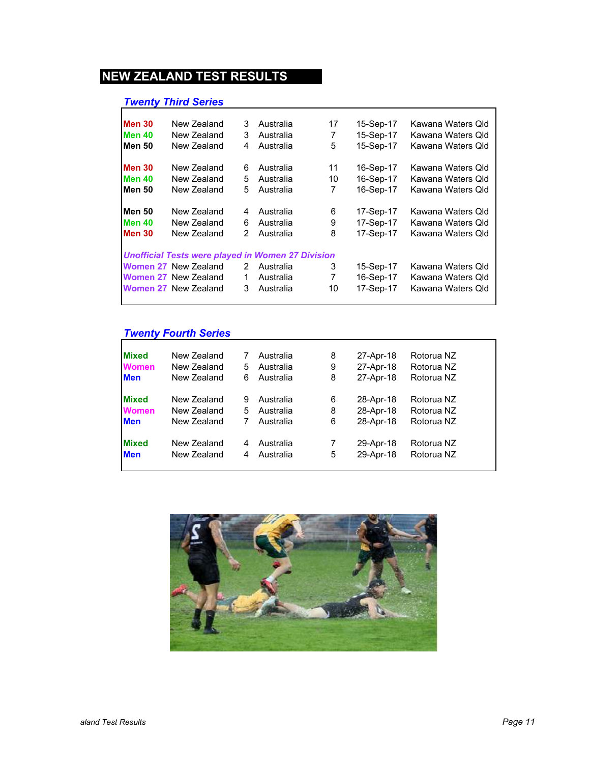# NEW ZEALAND TEST RESULTS

## *Twenty Third Series*

| | | | | | | |
|---|---|---|---|---|---|---|
| **Men 30** | New Zealand | 3 | Australia | 17 | 15-Sep-17 | Kawana Waters Qld |
| **Men 40** | New Zealand | 3 | Australia | 7 | 15-Sep-17 | Kawana Waters Qld |
| **Men 50** | New Zealand | 4 | Australia | 5 | 15-Sep-17 | Kawana Waters Qld |
| **Men 30** | New Zealand | 6 | Australia | 11 | 16-Sep-17 | Kawana Waters Qld |
| **Men 40** | New Zealand | 5 | Australia | 10 | 16-Sep-17 | Kawana Waters Qld |
| **Men 50** | New Zealand | 5 | Australia | 7 | 16-Sep-17 | Kawana Waters Qld |
| **Men 50** | New Zealand | 4 | Australia | 6 | 17-Sep-17 | Kawana Waters Qld |
| **Men 40** | New Zealand | 6 | Australia | 9 | 17-Sep-17 | Kawana Waters Qld |
| **Men 30** | New Zealand | 2 | Australia | 8 | 17-Sep-17 | Kawana Waters Qld |

***Unofficial Tests were played in Women 27 Division***

| | | | | | | |
|---|---|---|---|---|---|---|
| **Women 27** | New Zealand | 2 | Australia | 3 | 15-Sep-17 | Kawana Waters Qld |
| **Women 27** | New Zealand | 1 | Australia | 7 | 16-Sep-17 | Kawana Waters Qld |
| **Women 27** | New Zealand | 3 | Australia | 10 | 17-Sep-17 | Kawana Waters Qld |

## *Twenty Fourth Series*

| | | | | | | |
|---|---|---|---|---|---|---|
| **Mixed** | New Zealand | 7 | Australia | 8 | 27-Apr-18 | Rotorua NZ |
| **Women** | New Zealand | 5 | Australia | 9 | 27-Apr-18 | Rotorua NZ |
| **Men** | New Zealand | 6 | Australia | 8 | 27-Apr-18 | Rotorua NZ |
| **Mixed** | New Zealand | 9 | Australia | 6 | 28-Apr-18 | Rotorua NZ |
| **Women** | New Zealand | 5 | Australia | 8 | 28-Apr-18 | Rotorua NZ |
| **Men** | New Zealand | 7 | Australia | 6 | 28-Apr-18 | Rotorua NZ |
| **Mixed** | New Zealand | 4 | Australia | 7 | 29-Apr-18 | Rotorua NZ |
| **Men** | New Zealand | 4 | Australia | 5 | 29-Apr-18 | Rotorua NZ |